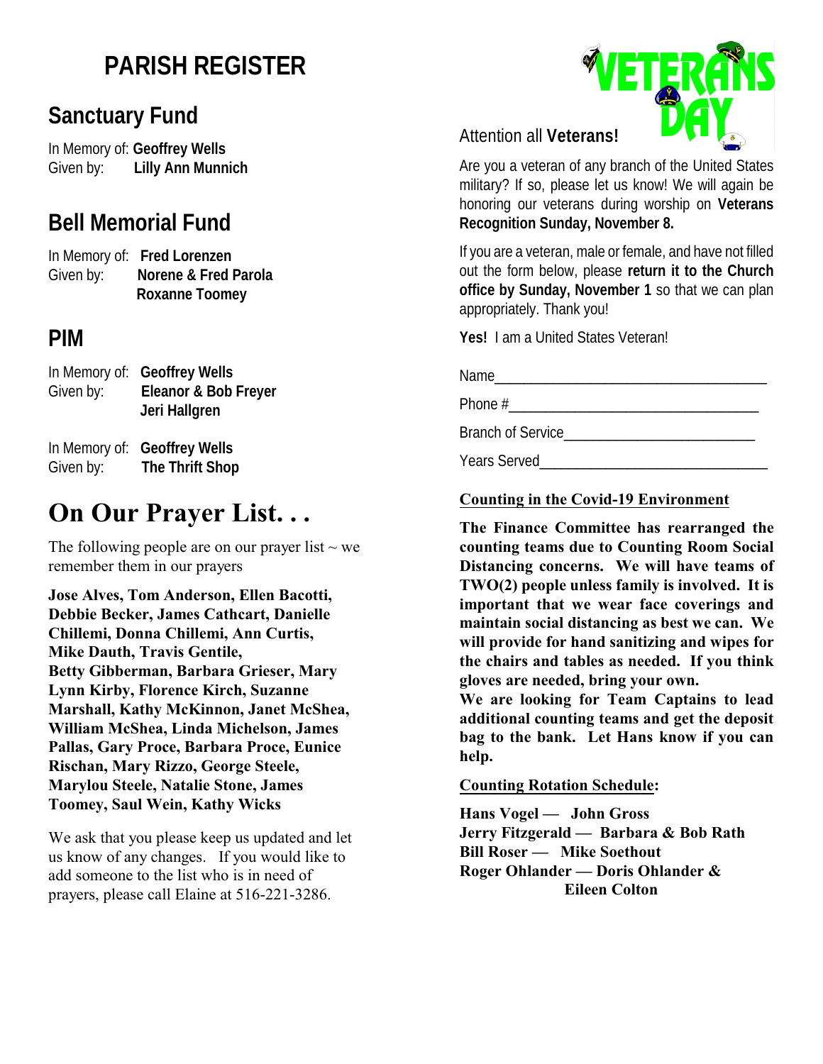# PARISH REGISTER

## Sanctuary Fund

In Memory of: **Geoffrey Wells**
Given by: **Lilly Ann Munnich**

## Bell Memorial Fund

In Memory of: **Fred Lorenzen**
Given by: **Norene & Fred Parola**
**Roxanne Toomey**

## PIM

In Memory of: **Geoffrey Wells**
Given by: **Eleanor & Bob Freyer**
**Jeri Hallgren**

In Memory of: **Geoffrey Wells**
Given by: **The Thrift Shop**

# On Our Prayer List. . .

The following people are on our prayer list ~ we remember them in our prayers

**Jose Alves, Tom Anderson, Ellen Bacotti, Debbie Becker, James Cathcart, Danielle Chillemi, Donna Chillemi, Ann Curtis, Mike Dauth, Travis Gentile, Betty Gibberman, Barbara Grieser, Mary Lynn Kirby, Florence Kirch, Suzanne Marshall, Kathy McKinnon, Janet McShea, William McShea, Linda Michelson, James Pallas, Gary Proce, Barbara Proce, Eunice Rischan, Mary Rizzo, George Steele, Marylou Steele, Natalie Stone, James Toomey, Saul Wein, Kathy Wicks**

We ask that you please keep us updated and let us know of any changes. If you would like to add someone to the list who is in need of prayers, please call Elaine at 516-221-3286.

## VETERANS DAY

Attention all **Veterans!**

Are you a veteran of any branch of the United States military? If so, please let us know! We will again be honoring our veterans during worship on **Veterans Recognition Sunday, November 8.**

If you are a veteran, male or female, and have not filled out the form below, please **return it to the Church office by Sunday, November 1** so that we can plan appropriately. Thank you!

**Yes!** I am a United States Veteran!

Name___________________________________

Phone #________________________________

Branch of Service________________________

Years Served____________________________

**Counting in the Covid-19 Environment**

**The Finance Committee has rearranged the counting teams due to Counting Room Social Distancing concerns. We will have teams of TWO(2) people unless family is involved. It is important that we wear face coverings and maintain social distancing as best we can. We will provide for hand sanitizing and wipes for the chairs and tables as needed. If you think gloves are needed, bring your own.**

**We are looking for Team Captains to lead additional counting teams and get the deposit bag to the bank. Let Hans know if you can help.**

**Counting Rotation Schedule:**

**Hans Vogel — John Gross**
**Jerry Fitzgerald — Barbara & Bob Rath**
**Bill Roser — Mike Soethout**
**Roger Ohlander — Doris Ohlander & Eileen Colton**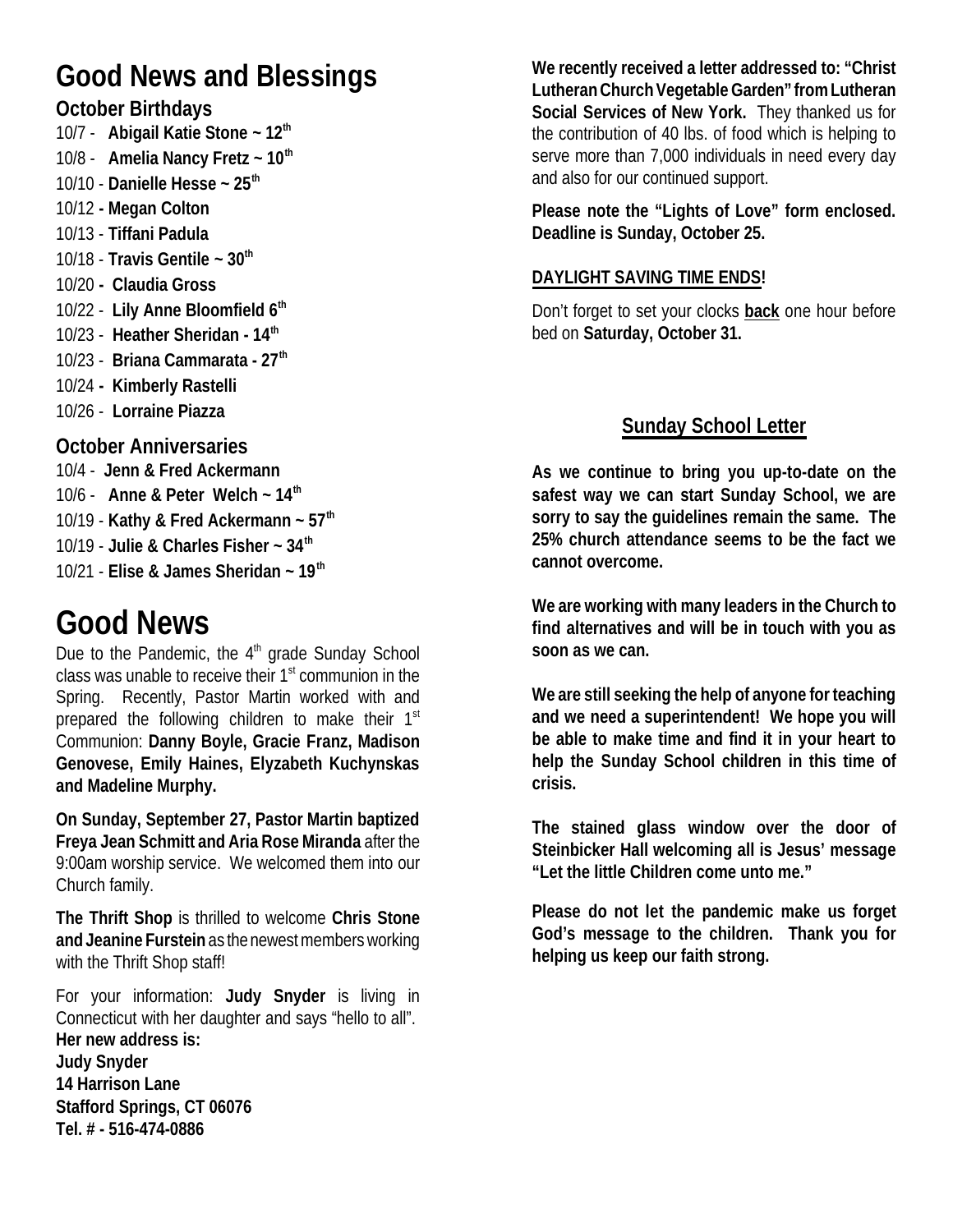# Good News and Blessings

## October Birthdays

10/7 - **Abigail Katie Stone ~ 12th**
10/8 - **Amelia Nancy Fretz ~ 10th**
10/10 - **Danielle Hesse ~ 25th**
10/12 **- Megan Colton**
10/13 - **Tiffani Padula**
10/18 - **Travis Gentile ~ 30th**
10/20 **- Claudia Gross**
10/22 - **Lily Anne Bloomfield 6th**
10/23 - **Heather Sheridan - 14th**
10/23 - **Briana Cammarata - 27th**
10/24 **- Kimberly Rastelli**
10/26 - **Lorraine Piazza**

## October Anniversaries

10/4 - **Jenn & Fred Ackermann**
10/6 - **Anne & Peter Welch ~ 14th**
10/19 - **Kathy & Fred Ackermann ~ 57th**
10/19 - **Julie & Charles Fisher ~ 34th**
10/21 - **Elise & James Sheridan ~ 19th**

# Good News

Due to the Pandemic, the 4th grade Sunday School class was unable to receive their 1st communion in the Spring. Recently, Pastor Martin worked with and prepared the following children to make their 1st Communion: **Danny Boyle, Gracie Franz, Madison Genovese, Emily Haines, Elyzabeth Kuchynskas and Madeline Murphy.**

**On Sunday, September 27, Pastor Martin baptized Freya Jean Schmitt and Aria Rose Miranda** after the 9:00am worship service. We welcomed them into our Church family.

**The Thrift Shop** is thrilled to welcome **Chris Stone and Jeanine Furstein** as the newest members working with the Thrift Shop staff!

For your information: **Judy Snyder** is living in Connecticut with her daughter and says "hello to all".
**Her new address is:**
**Judy Snyder**
**14 Harrison Lane**
**Stafford Springs, CT 06076**
**Tel. # - 516-474-0886**

**We recently received a letter addressed to: "Christ Lutheran Church Vegetable Garden" from Lutheran Social Services of New York.** They thanked us for the contribution of 40 lbs. of food which is helping to serve more than 7,000 individuals in need every day and also for our continued support.

**Please note the "Lights of Love" form enclosed. Deadline is Sunday, October 25.**

**DAYLIGHT SAVING TIME ENDS!**

Don't forget to set your clocks **back** one hour before bed on **Saturday, October 31.**

## Sunday School Letter

**As we continue to bring you up-to-date on the safest way we can start Sunday School, we are sorry to say the guidelines remain the same. The 25% church attendance seems to be the fact we cannot overcome.**

**We are working with many leaders in the Church to find alternatives and will be in touch with you as soon as we can.**

**We are still seeking the help of anyone for teaching and we need a superintendent! We hope you will be able to make time and find it in your heart to help the Sunday School children in this time of crisis.**

**The stained glass window over the door of Steinbicker Hall welcoming all is Jesus' message "Let the little Children come unto me."**

**Please do not let the pandemic make us forget God's message to the children. Thank you for helping us keep our faith strong.**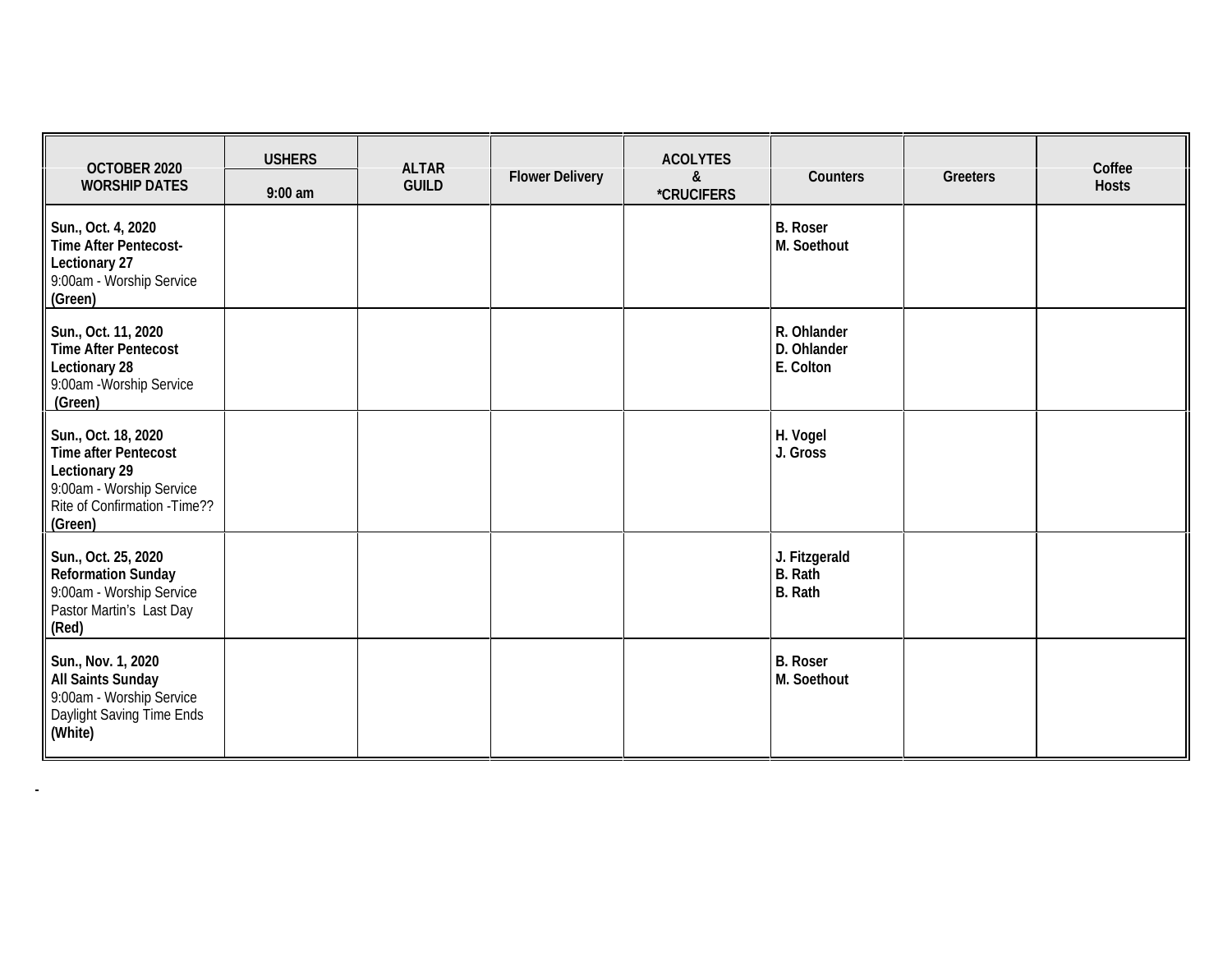| OCTOBER 2020 WORSHIP DATES | USHERS 9:00 am | ALTAR GUILD | Flower Delivery | ACOLYTES & *CRUCIFERS | Counters | Greeters | Coffee Hosts |
|---|---|---|---|---|---|---|---|
| **Sun., Oct. 4, 2020**<br>**Time After Pentecost- Lectionary 27**<br>9:00am - Worship Service<br>**(Green)** | | | | | **B. Roser**<br>**M. Soethout** | | |
| **Sun., Oct. 11, 2020**<br>**Time After Pentecost Lectionary 28**<br>9:00am -Worship Service<br>**(Green)** | | | | | **R. Ohlander**<br>**D. Ohlander**<br>**E. Colton** | | |
| **Sun., Oct. 18, 2020**<br>**Time after Pentecost Lectionary 29**<br>9:00am - Worship Service<br>Rite of Confirmation -Time??<br>**(Green)** | | | | | **H. Vogel**<br>**J. Gross** | | |
| **Sun., Oct. 25, 2020**<br>**Reformation Sunday**<br>9:00am - Worship Service<br>Pastor Martin's Last Day<br>**(Red)** | | | | | **J. Fitzgerald**<br>**B. Rath**<br>**B. Rath** | | |
| **Sun., Nov. 1, 2020**<br>**All Saints Sunday**<br>9:00am - Worship Service<br>Daylight Saving Time Ends<br>**(White)** | | | | | **B. Roser**<br>**M. Soethout** | | |